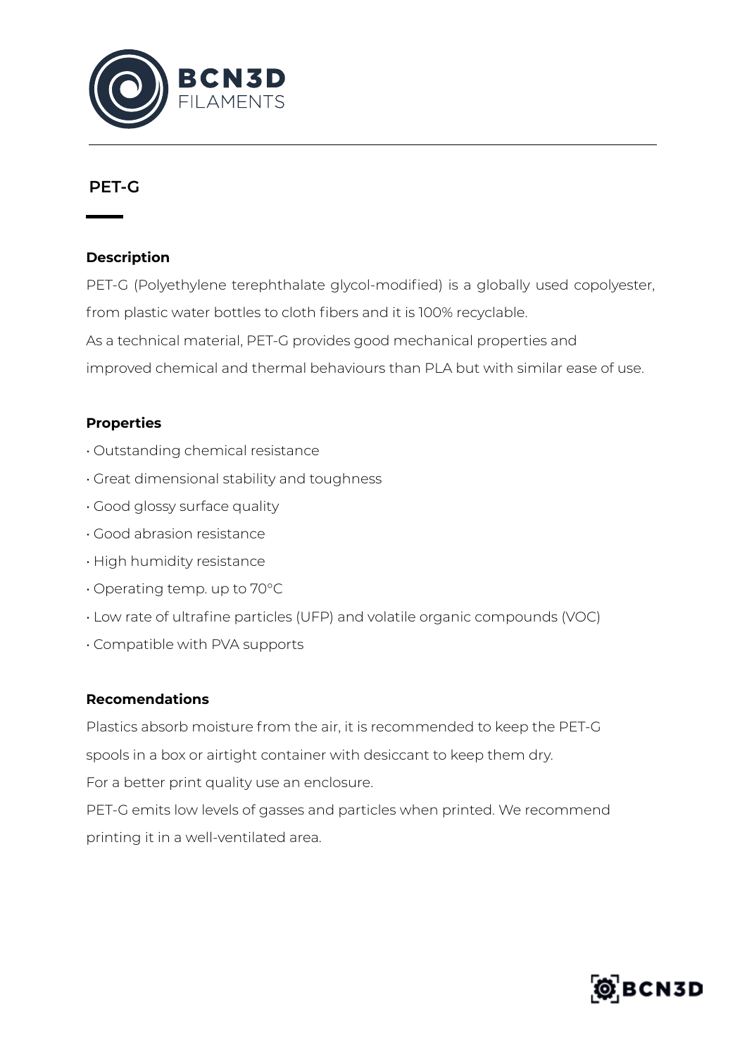BCN3D FILAMENTS

# PET-G

## Description

PET-G (Polyethylene terephthalate glycol-modified) is a globally used copolyester, from plastic water bottles to cloth fibers and it is 100% recyclable.
As a technical material, PET-G provides good mechanical properties and improved chemical and thermal behaviours than PLA but with similar ease of use.

## Properties

- Outstanding chemical resistance
- Great dimensional stability and toughness
- Good glossy surface quality
- Good abrasion resistance
- High humidity resistance
- Operating temp. up to 70°C
- Low rate of ultrafine particles (UFP) and volatile organic compounds (VOC)
- Compatible with PVA supports

## Recomendations

Plastics absorb moisture from the air, it is recommended to keep the PET-G spools in a box or airtight container with desiccant to keep them dry.
For a better print quality use an enclosure.
PET-G emits low levels of gasses and particles when printed. We recommend printing it in a well-ventilated area.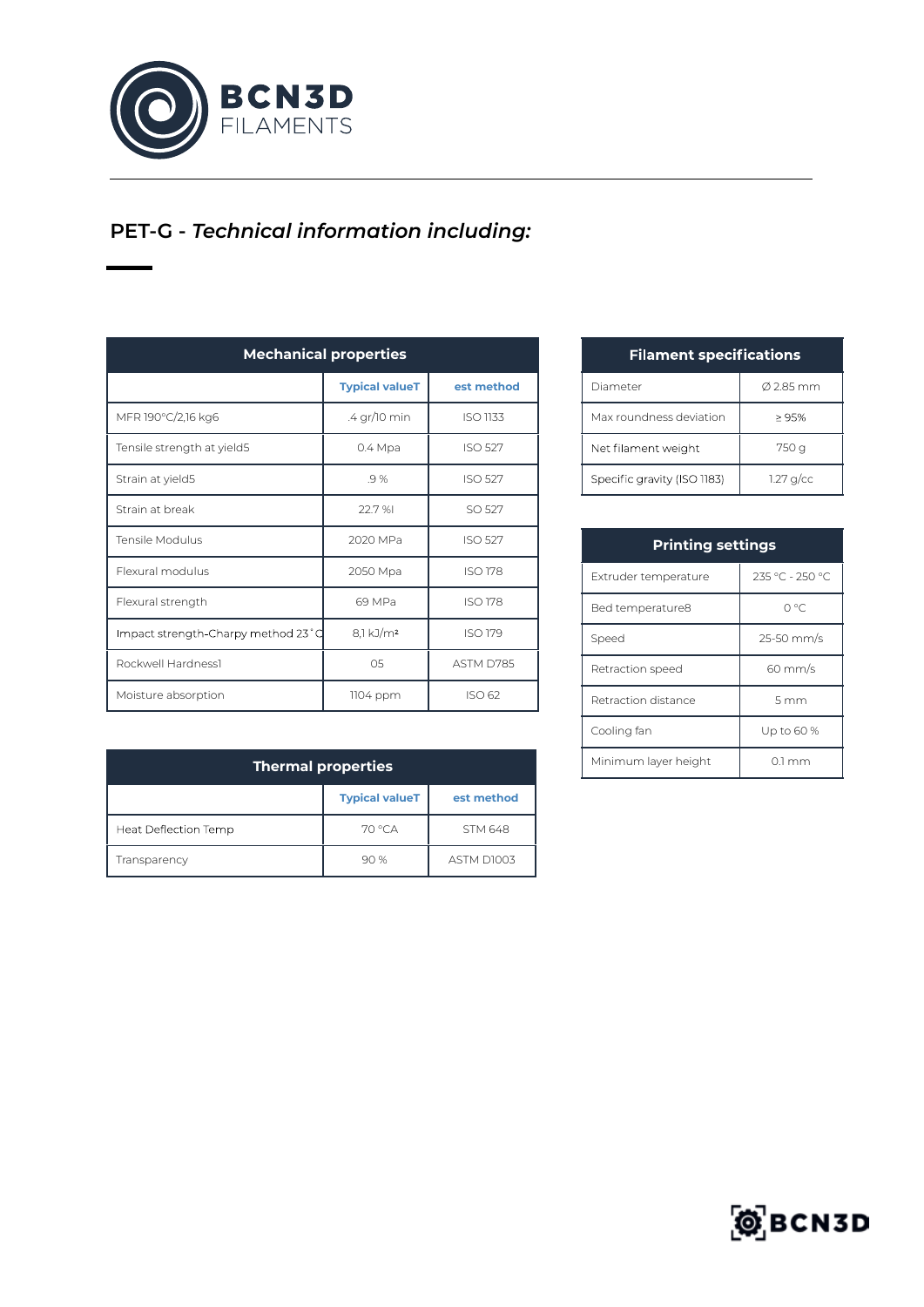## PET-G - *Technical information including:*

| Mechanical properties | | |
|---|---|---|
| | Typical valueT | est method |
| MFR 190°C/2,16 kg6 | .4 gr/10 min | ISO 1133 |
| Tensile strength at yield5 | 0.4 Mpa | ISO 527 |
| Strain at yield5 | .9 % | ISO 527 |
| Strain at break | 22.7 %I | SO 527 |
| Tensile Modulus | 2020 MPa | ISO 527 |
| Flexural modulus | 2050 Mpa | ISO 178 |
| Flexural strength | 69 MPa | ISO 178 |
| Impact strength-Charpy method 23˚C | 8,1 kJ/m² | ISO 179 |
| Rockwell Hardness1 | 05 | ASTM D785 |
| Moisture absorption | 1104 ppm | ISO 62 |

| Thermal properties | | |
|---|---|---|
| | Typical valueT | est method |
| Heat Deflection Temp | 70 °CA | STM 648 |
| Transparency | 90 % | ASTM D1003 |

| Filament specifications | |
|---|---|
| Diameter | Ø 2.85 mm |
| Max roundness deviation | ≥ 95% |
| Net filament weight | 750 g |
| Specific gravity (ISO 1183) | 1.27 g/cc |

| Printing settings | |
|---|---|
| Extruder temperature | 235 °C - 250 °C |
| Bed temperature8 | 0 °C |
| Speed | 25-50 mm/s |
| Retraction speed | 60 mm/s |
| Retraction distance | 5 mm |
| Cooling fan | Up to 60 % |
| Minimum layer height | 0.1 mm |